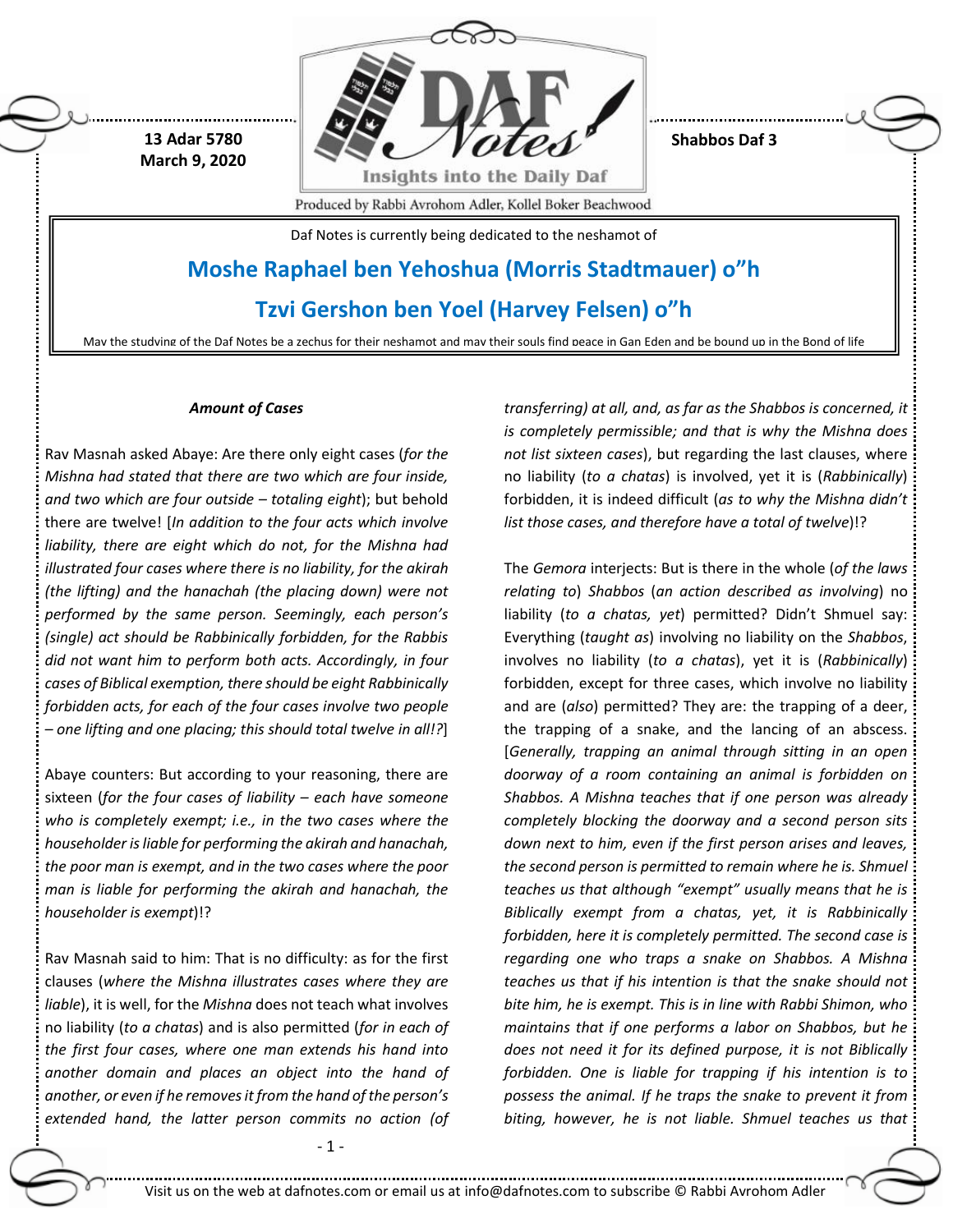13 Adar 5780
March 9, 2020

Shabbos Daf 3

Produced by Rabbi Avrohom Adler, Kollel Boker Beachwood

Daf Notes is currently being dedicated to the neshamot of

## Moshe Raphael ben Yehoshua (Morris Stadtmauer) o"h

## Tzvi Gershon ben Yoel (Harvey Felsen) o"h

May the studying of the Daf Notes be a zechus for their neshamot and may their souls find peace in Gan Eden and be bound up in the Bond of life

### *Amount of Cases*

Rav Masnah asked Abaye: Are there only eight cases (*for the Mishna had stated that there are two which are four inside, and two which are four outside – totaling eight*); but behold there are twelve! [*In addition to the four acts which involve liability, there are eight which do not, for the Mishna had illustrated four cases where there is no liability, for the akirah (the lifting) and the hanachah (the placing down) were not performed by the same person. Seemingly, each person's (single) act should be Rabbinically forbidden, for the Rabbis did not want him to perform both acts. Accordingly, in four cases of Biblical exemption, there should be eight Rabbinically forbidden acts, for each of the four cases involve two people – one lifting and one placing; this should total twelve in all!?*]

Abaye counters: But according to your reasoning, there are sixteen (*for the four cases of liability – each have someone who is completely exempt; i.e., in the two cases where the householder is liable for performing the akirah and hanachah, the poor man is exempt, and in the two cases where the poor man is liable for performing the akirah and hanachah, the householder is exempt*)!?

Rav Masnah said to him: That is no difficulty: as for the first clauses (*where the Mishna illustrates cases where they are liable*), it is well, for the *Mishna* does not teach what involves no liability (*to a chatas*) and is also permitted (*for in each of the first four cases, where one man extends his hand into another domain and places an object into the hand of another, or even if he removes it from the hand of the person's extended hand, the latter person commits no action (of transferring) at all, and, as far as the Shabbos is concerned, it is completely permissible; and that is why the Mishna does not list sixteen cases*), but regarding the last clauses, where no liability (*to a chatas*) is involved, yet it is (*Rabbinically*) forbidden, it is indeed difficult (*as to why the Mishna didn't list those cases, and therefore have a total of twelve*)!?

The *Gemora* interjects: But is there in the whole (*of the laws relating to*) *Shabbos* (*an action described as involving*) no liability (*to a chatas, yet*) permitted? Didn't Shmuel say: Everything (*taught as*) involving no liability on the *Shabbos*, involves no liability (*to a chatas*), yet it is (*Rabbinically*) forbidden, except for three cases, which involve no liability and are (*also*) permitted? They are: the trapping of a deer, the trapping of a snake, and the lancing of an abscess. [*Generally, trapping an animal through sitting in an open doorway of a room containing an animal is forbidden on Shabbos. A Mishna teaches that if one person was already completely blocking the doorway and a second person sits down next to him, even if the first person arises and leaves, the second person is permitted to remain where he is. Shmuel teaches us that although "exempt" usually means that he is Biblically exempt from a chatas, yet, it is Rabbinically forbidden, here it is completely permitted. The second case is regarding one who traps a snake on Shabbos. A Mishna teaches us that if his intention is that the snake should not bite him, he is exempt. This is in line with Rabbi Shimon, who maintains that if one performs a labor on Shabbos, but he does not need it for its defined purpose, it is not Biblically forbidden. One is liable for trapping if his intention is to possess the animal. If he traps the snake to prevent it from biting, however, he is not liable. Shmuel teaches us that*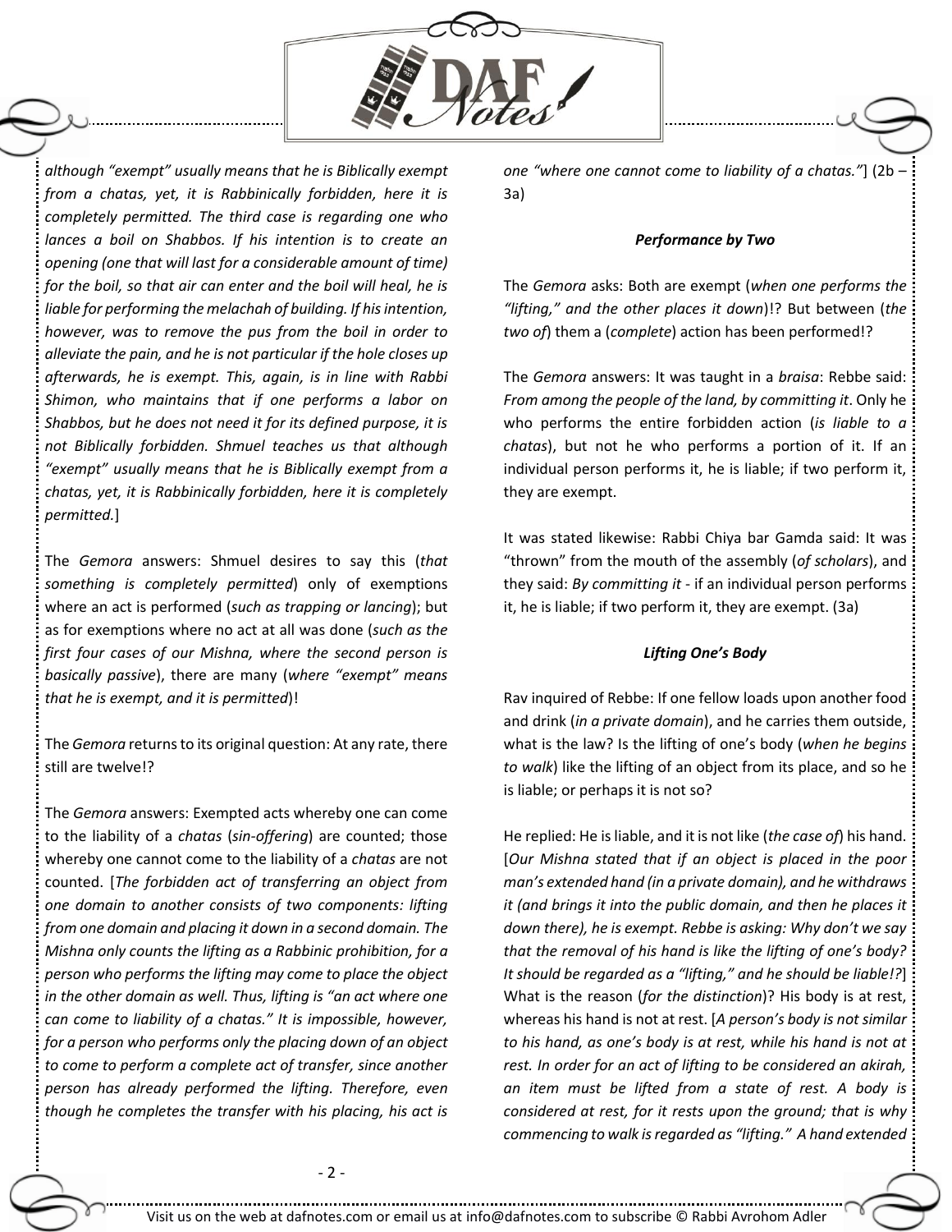*although "exempt" usually means that he is Biblically exempt from a chatas, yet, it is Rabbinically forbidden, here it is completely permitted. The third case is regarding one who lances a boil on Shabbos. If his intention is to create an opening (one that will last for a considerable amount of time) for the boil, so that air can enter and the boil will heal, he is liable for performing the melachah of building. If his intention, however, was to remove the pus from the boil in order to alleviate the pain, and he is not particular if the hole closes up afterwards, he is exempt. This, again, is in line with Rabbi Shimon, who maintains that if one performs a labor on Shabbos, but he does not need it for its defined purpose, it is not Biblically forbidden. Shmuel teaches us that although "exempt" usually means that he is Biblically exempt from a chatas, yet, it is Rabbinically forbidden, here it is completely permitted.*]

The *Gemora* answers: Shmuel desires to say this (*that something is completely permitted*) only of exemptions where an act is performed (*such as trapping or lancing*); but as for exemptions where no act at all was done (*such as the first four cases of our Mishna, where the second person is basically passive*), there are many (*where "exempt" means that he is exempt, and it is permitted*)!

The *Gemora* returns to its original question: At any rate, there still are twelve!?

The *Gemora* answers: Exempted acts whereby one can come to the liability of a *chatas* (*sin-offering*) are counted; those whereby one cannot come to the liability of a *chatas* are not counted. [*The forbidden act of transferring an object from one domain to another consists of two components: lifting from one domain and placing it down in a second domain. The Mishna only counts the lifting as a Rabbinic prohibition, for a person who performs the lifting may come to place the object in the other domain as well. Thus, lifting is "an act where one can come to liability of a chatas." It is impossible, however, for a person who performs only the placing down of an object to come to perform a complete act of transfer, since another person has already performed the lifting. Therefore, even though he completes the transfer with his placing, his act is one "where one cannot come to liability of a chatas."*] (2b – 3a)

### *Performance by Two*

The *Gemora* asks: Both are exempt (*when one performs the "lifting," and the other places it down*)!? But between (*the two of*) them a (*complete*) action has been performed!?

The *Gemora* answers: It was taught in a *braisa*: Rebbe said: *From among the people of the land, by committing it*. Only he who performs the entire forbidden action (*is liable to a chatas*), but not he who performs a portion of it. If an individual person performs it, he is liable; if two perform it, they are exempt.

It was stated likewise: Rabbi Chiya bar Gamda said: It was "thrown" from the mouth of the assembly (*of scholars*), and they said: *By committing it* - if an individual person performs it, he is liable; if two perform it, they are exempt. (3a)

### *Lifting One's Body*

Rav inquired of Rebbe: If one fellow loads upon another food and drink (*in a private domain*), and he carries them outside, what is the law? Is the lifting of one's body (*when he begins to walk*) like the lifting of an object from its place, and so he is liable; or perhaps it is not so?

He replied: He is liable, and it is not like (*the case of*) his hand. [*Our Mishna stated that if an object is placed in the poor man's extended hand (in a private domain), and he withdraws it (and brings it into the public domain, and then he places it down there), he is exempt. Rebbe is asking: Why don't we say that the removal of his hand is like the lifting of one's body? It should be regarded as a "lifting," and he should be liable!?*] What is the reason (*for the distinction*)? His body is at rest, whereas his hand is not at rest. [*A person's body is not similar to his hand, as one's body is at rest, while his hand is not at rest. In order for an act of lifting to be considered an akirah, an item must be lifted from a state of rest. A body is considered at rest, for it rests upon the ground; that is why commencing to walk is regarded as "lifting." A hand extended*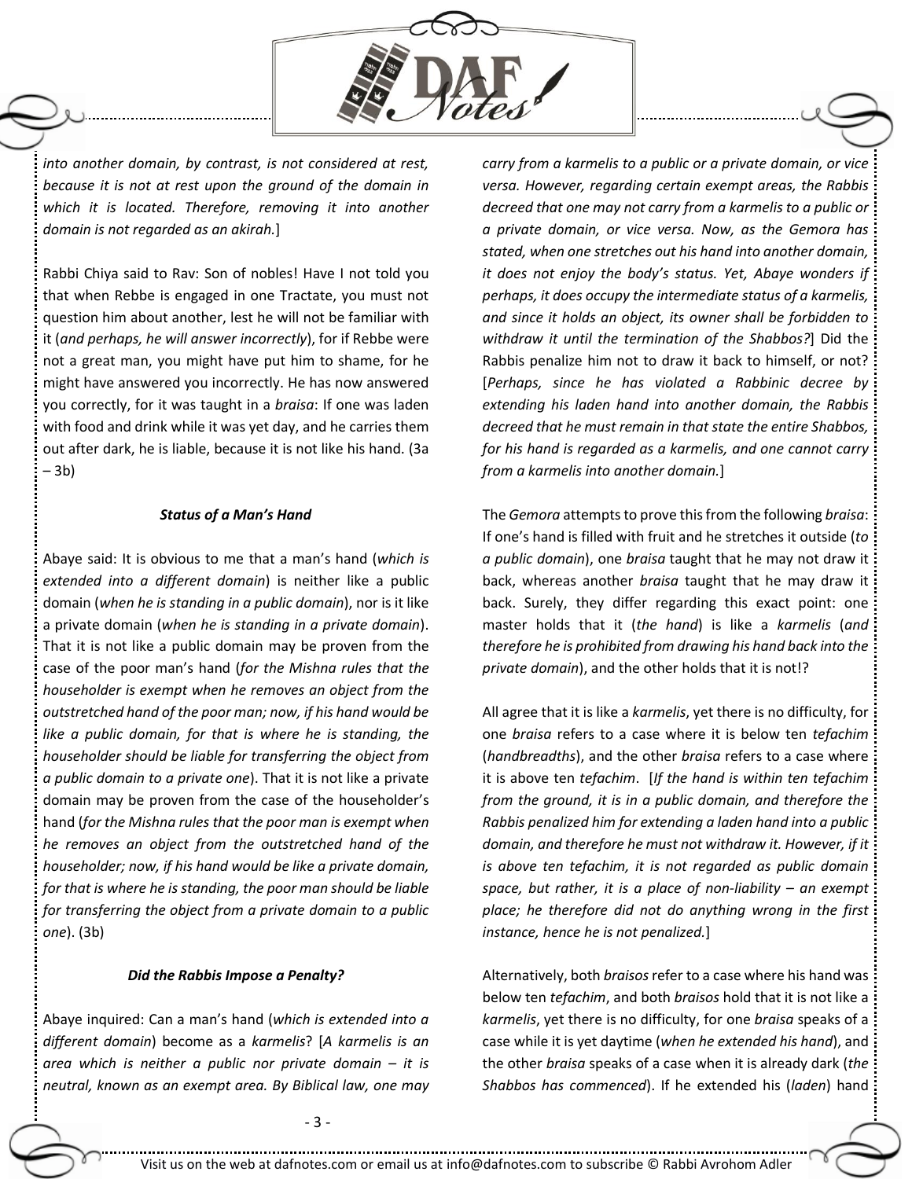*into another domain, by contrast, is not considered at rest, because it is not at rest upon the ground of the domain in which it is located. Therefore, removing it into another domain is not regarded as an akirah.*]

Rabbi Chiya said to Rav: Son of nobles! Have I not told you that when Rebbe is engaged in one Tractate, you must not question him about another, lest he will not be familiar with it (*and perhaps, he will answer incorrectly*), for if Rebbe were not a great man, you might have put him to shame, for he might have answered you incorrectly. He has now answered you correctly, for it was taught in a *braisa*: If one was laden with food and drink while it was yet day, and he carries them out after dark, he is liable, because it is not like his hand. (3a – 3b)

### *Status of a Man's Hand*

Abaye said: It is obvious to me that a man's hand (*which is extended into a different domain*) is neither like a public domain (*when he is standing in a public domain*), nor is it like a private domain (*when he is standing in a private domain*). That it is not like a public domain may be proven from the case of the poor man's hand (*for the Mishna rules that the householder is exempt when he removes an object from the outstretched hand of the poor man; now, if his hand would be like a public domain, for that is where he is standing, the householder should be liable for transferring the object from a public domain to a private one*). That it is not like a private domain may be proven from the case of the householder's hand (*for the Mishna rules that the poor man is exempt when he removes an object from the outstretched hand of the householder; now, if his hand would be like a private domain, for that is where he is standing, the poor man should be liable for transferring the object from a private domain to a public one*). (3b)

### *Did the Rabbis Impose a Penalty?*

Abaye inquired: Can a man's hand (*which is extended into a different domain*) become as a *karmelis*? [*A karmelis is an area which is neither a public nor private domain – it is neutral, known as an exempt area. By Biblical law, one may carry from a karmelis to a public or a private domain, or vice versa. However, regarding certain exempt areas, the Rabbis decreed that one may not carry from a karmelis to a public or a private domain, or vice versa. Now, as the Gemora has stated, when one stretches out his hand into another domain, it does not enjoy the body's status. Yet, Abaye wonders if perhaps, it does occupy the intermediate status of a karmelis, and since it holds an object, its owner shall be forbidden to withdraw it until the termination of the Shabbos?*] Did the Rabbis penalize him not to draw it back to himself, or not? [*Perhaps, since he has violated a Rabbinic decree by extending his laden hand into another domain, the Rabbis decreed that he must remain in that state the entire Shabbos, for his hand is regarded as a karmelis, and one cannot carry from a karmelis into another domain.*]

The *Gemora* attempts to prove this from the following *braisa*: If one's hand is filled with fruit and he stretches it outside (*to a public domain*), one *braisa* taught that he may not draw it back, whereas another *braisa* taught that he may draw it back. Surely, they differ regarding this exact point: one master holds that it (*the hand*) is like a *karmelis* (*and therefore he is prohibited from drawing his hand back into the private domain*), and the other holds that it is not!?

All agree that it is like a *karmelis*, yet there is no difficulty, for one *braisa* refers to a case where it is below ten *tefachim* (*handbreadths*), and the other *braisa* refers to a case where it is above ten *tefachim*. [*If the hand is within ten tefachim from the ground, it is in a public domain, and therefore the Rabbis penalized him for extending a laden hand into a public domain, and therefore he must not withdraw it. However, if it is above ten tefachim, it is not regarded as public domain space, but rather, it is a place of non-liability – an exempt place; he therefore did not do anything wrong in the first instance, hence he is not penalized.*]

Alternatively, both *braisos* refer to a case where his hand was below ten *tefachim*, and both *braisos* hold that it is not like a *karmelis*, yet there is no difficulty, for one *braisa* speaks of a case while it is yet daytime (*when he extended his hand*), and the other *braisa* speaks of a case when it is already dark (*the Shabbos has commenced*). If he extended his (*laden*) hand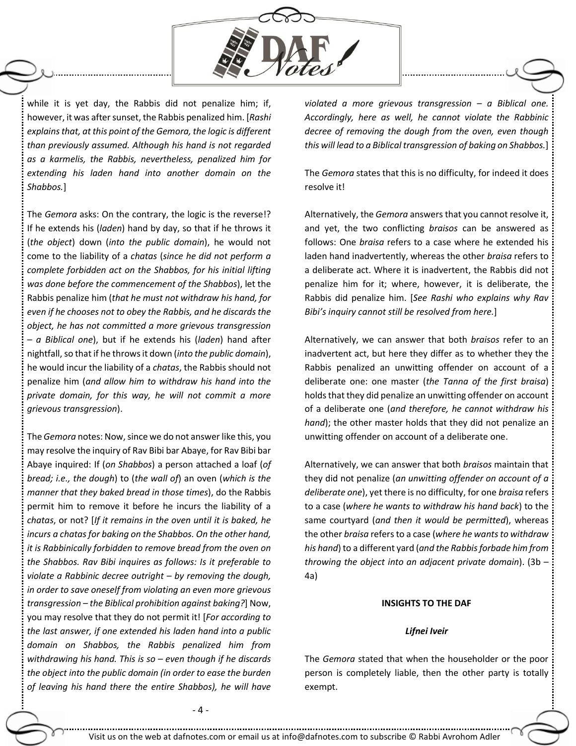while it is yet day, the Rabbis did not penalize him; if, however, it was after sunset, the Rabbis penalized him. [*Rashi explains that, at this point of the Gemora, the logic is different than previously assumed. Although his hand is not regarded as a karmelis, the Rabbis, nevertheless, penalized him for extending his laden hand into another domain on the Shabbos.*]

The *Gemora* asks: On the contrary, the logic is the reverse!? If he extends his (*laden*) hand by day, so that if he throws it (*the object*) down (*into the public domain*), he would not come to the liability of a *chatas* (*since he did not perform a complete forbidden act on the Shabbos, for his initial lifting was done before the commencement of the Shabbos*), let the Rabbis penalize him (*that he must not withdraw his hand, for even if he chooses not to obey the Rabbis, and he discards the object, he has not committed a more grievous transgression – a Biblical one*), but if he extends his (*laden*) hand after nightfall, so that if he throws it down (*into the public domain*), he would incur the liability of a *chatas*, the Rabbis should not penalize him (*and allow him to withdraw his hand into the private domain, for this way, he will not commit a more grievous transgression*).

The *Gemora* notes: Now, since we do not answer like this, you may resolve the inquiry of Rav Bibi bar Abaye, for Rav Bibi bar Abaye inquired: If (*on Shabbos*) a person attached a loaf (*of bread; i.e., the dough*) to (*the wall of*) an oven (*which is the manner that they baked bread in those times*), do the Rabbis permit him to remove it before he incurs the liability of a *chatas*, or not? [*If it remains in the oven until it is baked, he incurs a chatas for baking on the Shabbos. On the other hand, it is Rabbinically forbidden to remove bread from the oven on the Shabbos. Rav Bibi inquires as follows: Is it preferable to violate a Rabbinic decree outright – by removing the dough, in order to save oneself from violating an even more grievous transgression – the Biblical prohibition against baking?*] Now, you may resolve that they do not permit it! [*For according to the last answer, if one extended his laden hand into a public domain on Shabbos, the Rabbis penalized him from withdrawing his hand. This is so – even though if he discards the object into the public domain (in order to ease the burden of leaving his hand there the entire Shabbos), he will have violated a more grievous transgression – a Biblical one. Accordingly, here as well, he cannot violate the Rabbinic decree of removing the dough from the oven, even though this will lead to a Biblical transgression of baking on Shabbos.*]

The *Gemora* states that this is no difficulty, for indeed it does resolve it!

Alternatively, the *Gemora* answers that you cannot resolve it, and yet, the two conflicting *braisos* can be answered as follows: One *braisa* refers to a case where he extended his laden hand inadvertently, whereas the other *braisa* refers to a deliberate act. Where it is inadvertent, the Rabbis did not penalize him for it; where, however, it is deliberate, the Rabbis did penalize him. [*See Rashi who explains why Rav Bibi's inquiry cannot still be resolved from here.*]

Alternatively, we can answer that both *braisos* refer to an inadvertent act, but here they differ as to whether they the Rabbis penalized an unwitting offender on account of a deliberate one: one master (*the Tanna of the first braisa*) holds that they did penalize an unwitting offender on account of a deliberate one (*and therefore, he cannot withdraw his hand*); the other master holds that they did not penalize an unwitting offender on account of a deliberate one.

Alternatively, we can answer that both *braisos* maintain that they did not penalize (*an unwitting offender on account of a deliberate one*), yet there is no difficulty, for one *braisa* refers to a case (*where he wants to withdraw his hand back*) to the same courtyard (*and then it would be permitted*), whereas the other *braisa* refers to a case (*where he wants to withdraw his hand*) to a different yard (*and the Rabbis forbade him from throwing the object into an adjacent private domain*). (3b – 4a)

**INSIGHTS TO THE DAF**

***Lifnei Iveir***

The *Gemora* stated that when the householder or the poor person is completely liable, then the other party is totally exempt.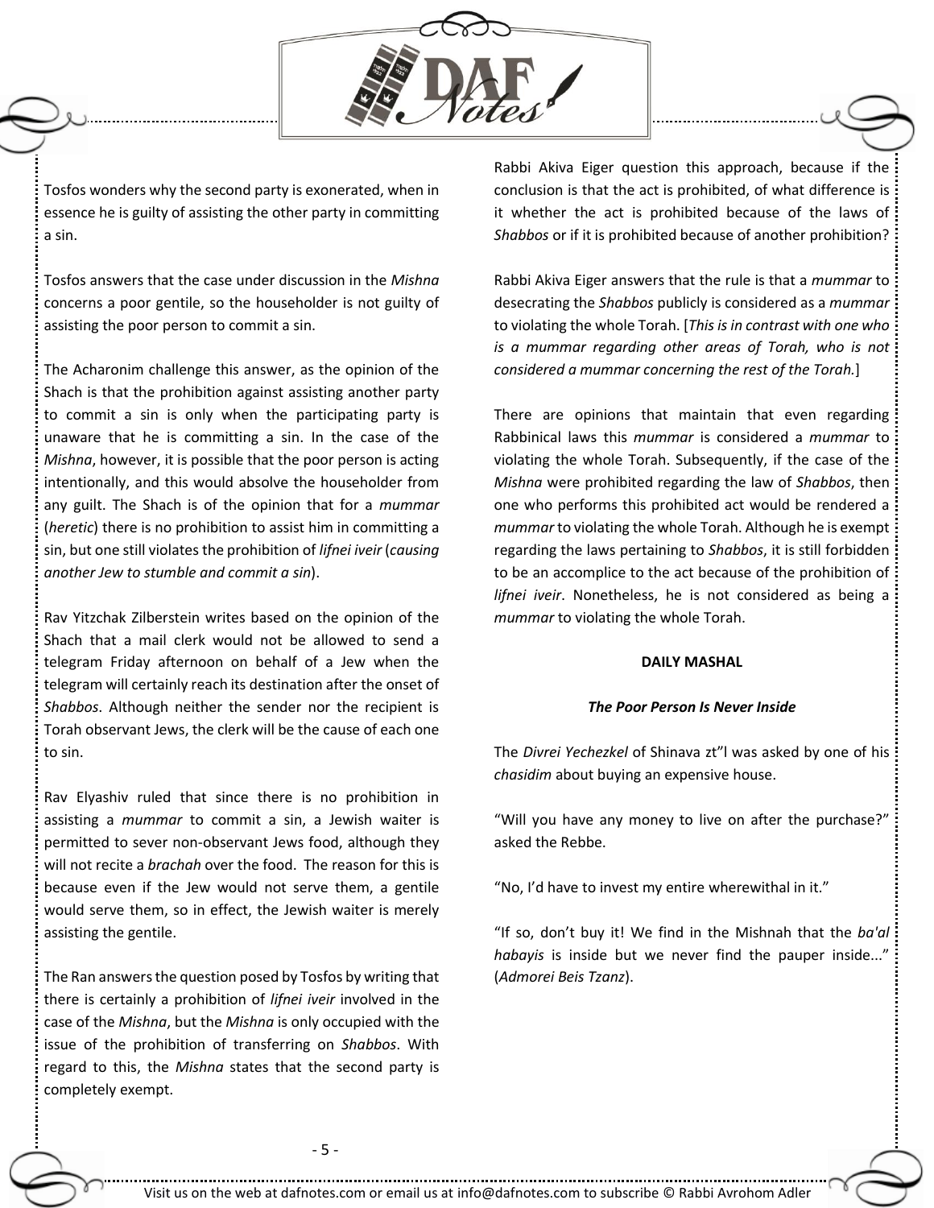Tosfos wonders why the second party is exonerated, when in essence he is guilty of assisting the other party in committing a sin.

Tosfos answers that the case under discussion in the *Mishna* concerns a poor gentile, so the householder is not guilty of assisting the poor person to commit a sin.

The Acharonim challenge this answer, as the opinion of the Shach is that the prohibition against assisting another party to commit a sin is only when the participating party is unaware that he is committing a sin. In the case of the *Mishna*, however, it is possible that the poor person is acting intentionally, and this would absolve the householder from any guilt. The Shach is of the opinion that for a *mummar* (*heretic*) there is no prohibition to assist him in committing a sin, but one still violates the prohibition of *lifnei iveir* (*causing another Jew to stumble and commit a sin*).

Rav Yitzchak Zilberstein writes based on the opinion of the Shach that a mail clerk would not be allowed to send a telegram Friday afternoon on behalf of a Jew when the telegram will certainly reach its destination after the onset of *Shabbos*. Although neither the sender nor the recipient is Torah observant Jews, the clerk will be the cause of each one to sin.

Rav Elyashiv ruled that since there is no prohibition in assisting a *mummar* to commit a sin, a Jewish waiter is permitted to sever non-observant Jews food, although they will not recite a *brachah* over the food. The reason for this is because even if the Jew would not serve them, a gentile would serve them, so in effect, the Jewish waiter is merely assisting the gentile.

The Ran answers the question posed by Tosfos by writing that there is certainly a prohibition of *lifnei iveir* involved in the case of the *Mishna*, but the *Mishna* is only occupied with the issue of the prohibition of transferring on *Shabbos*. With regard to this, the *Mishna* states that the second party is completely exempt.

Rabbi Akiva Eiger question this approach, because if the conclusion is that the act is prohibited, of what difference is it whether the act is prohibited because of the laws of *Shabbos* or if it is prohibited because of another prohibition?

Rabbi Akiva Eiger answers that the rule is that a *mummar* to desecrating the *Shabbos* publicly is considered as a *mummar* to violating the whole Torah. [*This is in contrast with one who is a mummar regarding other areas of Torah, who is not considered a mummar concerning the rest of the Torah.*]

There are opinions that maintain that even regarding Rabbinical laws this *mummar* is considered a *mummar* to violating the whole Torah. Subsequently, if the case of the *Mishna* were prohibited regarding the law of *Shabbos*, then one who performs this prohibited act would be rendered a *mummar* to violating the whole Torah. Although he is exempt regarding the laws pertaining to *Shabbos*, it is still forbidden to be an accomplice to the act because of the prohibition of *lifnei iveir*. Nonetheless, he is not considered as being a *mummar* to violating the whole Torah.

**DAILY MASHAL**

***The Poor Person Is Never Inside***

The *Divrei Yechezkel* of Shinava zt"l was asked by one of his *chasidim* about buying an expensive house.

"Will you have any money to live on after the purchase?" asked the Rebbe.

"No, I'd have to invest my entire wherewithal in it."

"If so, don't buy it! We find in the Mishnah that the *ba'al habayis* is inside but we never find the pauper inside..." (*Admorei Beis Tzanz*).